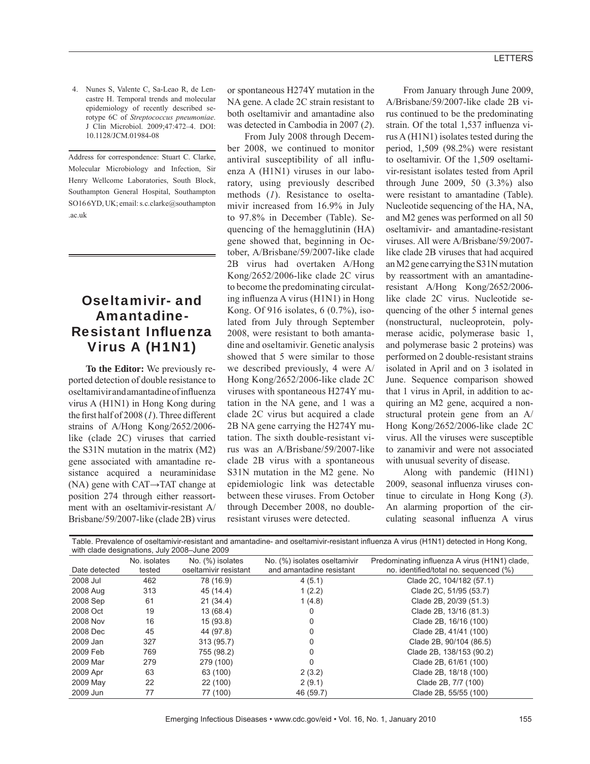4. Nunes S, Valente C, Sa-Leao R, de Lencastre H. Temporal trends and molecular epidemiology of recently described serotype 6C of *Streptococcus pneumoniae*. J Clin Microbiol. 2009;47:472–4. DOI: 10.1128/JCM.01984-08

Address for correspondence: Stuart C. Clarke, Molecular Microbiology and Infection, Sir Henry Wellcome Laboratories, South Block, Southampton General Hospital, Southampton SO16 6YD, UK; email: s.c.clarke@southampton.ac.uk

# Oseltamivir- and Amantadine-Resistant Influenza Virus A (H1N1)

**To the Editor:** We previously reported detection of double resistance to oseltamivir and amantadine of influenza virus A (H1N1) in Hong Kong during the first half of 2008 (*1*). Three different strains of A/Hong Kong/2652/2006-like (clade 2C) viruses that carried the S31N mutation in the matrix (M2) gene associated with amantadine resistance acquired a neuraminidase (NA) gene with CAT→TAT change at position 274 through either reassortment with an oseltamivir-resistant A/Brisbane/59/2007-like (clade 2B) virus or spontaneous H274Y mutation in the NA gene. A clade 2C strain resistant to both oseltamivir and amantadine also was detected in Cambodia in 2007 (*2*).

From July 2008 through December 2008, we continued to monitor antiviral susceptibility of all influenza A (H1N1) viruses in our laboratory, using previously described methods (*1*). Resistance to oseltamivir increased from 16.9% in July to 97.8% in December (Table). Sequencing of the hemagglutinin (HA) gene showed that, beginning in October, A/Brisbane/59/2007-like clade 2B virus had overtaken A/Hong Kong/2652/2006-like clade 2C virus to become the predominating circulating influenza A virus (H1N1) in Hong Kong. Of 916 isolates, 6 (0.7%), isolated from July through September 2008, were resistant to both amantadine and oseltamivir. Genetic analysis showed that 5 were similar to those we described previously, 4 were A/Hong Kong/2652/2006-like clade 2C viruses with spontaneous H274Y mutation in the NA gene, and 1 was a clade 2C virus but acquired a clade 2B NA gene carrying the H274Y mutation. The sixth double-resistant virus was an A/Brisbane/59/2007-like clade 2B virus with a spontaneous S31N mutation in the M2 gene. No epidemiologic link was detectable between these viruses. From October through December 2008, no double-resistant viruses were detected.

From January through June 2009, A/Brisbane/59/2007-like clade 2B virus continued to be the predominating strain. Of the total 1,537 influenza virus A (H1N1) isolates tested during the period, 1,509 (98.2%) were resistant to oseltamivir. Of the 1,509 oseltamivir-resistant isolates tested from April through June 2009, 50 (3.3%) also were resistant to amantadine (Table). Nucleotide sequencing of the HA, NA, and M2 genes was performed on all 50 oseltamivir- and amantadine-resistant viruses. All were A/Brisbane/59/2007-like clade 2B viruses that had acquired an M2 gene carrying the S31N mutation by reassortment with an amantadine-resistant A/Hong Kong/2652/2006-like clade 2C virus. Nucleotide sequencing of the other 5 internal genes (nonstructural, nucleoprotein, polymerase acidic, polymerase basic 1, and polymerase basic 2 proteins) was performed on 2 double-resistant strains isolated in April and on 3 isolated in June. Sequence comparison showed that 1 virus in April, in addition to acquiring an M2 gene, acquired a nonstructural protein gene from an A/Hong Kong/2652/2006-like clade 2C virus. All the viruses were susceptible to zanamivir and were not associated with unusual severity of disease.

Along with pandemic (H1N1) 2009, seasonal influenza viruses continue to circulate in Hong Kong (*3*). An alarming proportion of the circulating seasonal influenza A virus

Table. Prevalence of oseltamivir-resistant and amantadine- and oseltamivir-resistant influenza A virus (H1N1) detected in Hong Kong, with clade designations, July 2008–June 2009

| Date detected | No. isolates tested | No. (%) isolates oseltamivir resistant | No. (%) isolates oseltamivir and amantadine resistant | Predominating influenza A virus (H1N1) clade, no. identified/total no. sequenced (%) |
|---|---|---|---|---|
| 2008 Jul | 462 | 78 (16.9) | 4 (5.1) | Clade 2C, 104/182 (57.1) |
| 2008 Aug | 313 | 45 (14.4) | 1 (2.2) | Clade 2C, 51/95 (53.7) |
| 2008 Sep | 61 | 21 (34.4) | 1 (4.8) | Clade 2B, 20/39 (51.3) |
| 2008 Oct | 19 | 13 (68.4) | 0 | Clade 2B, 13/16 (81.3) |
| 2008 Nov | 16 | 15 (93.8) | 0 | Clade 2B, 16/16 (100) |
| 2008 Dec | 45 | 44 (97.8) | 0 | Clade 2B, 41/41 (100) |
| 2009 Jan | 327 | 313 (95.7) | 0 | Clade 2B, 90/104 (86.5) |
| 2009 Feb | 769 | 755 (98.2) | 0 | Clade 2B, 138/153 (90.2) |
| 2009 Mar | 279 | 279 (100) | 0 | Clade 2B, 61/61 (100) |
| 2009 Apr | 63 | 63 (100) | 2 (3.2) | Clade 2B, 18/18 (100) |
| 2009 May | 22 | 22 (100) | 2 (9.1) | Clade 2B, 7/7 (100) |
| 2009 Jun | 77 | 77 (100) | 46 (59.7) | Clade 2B, 55/55 (100) |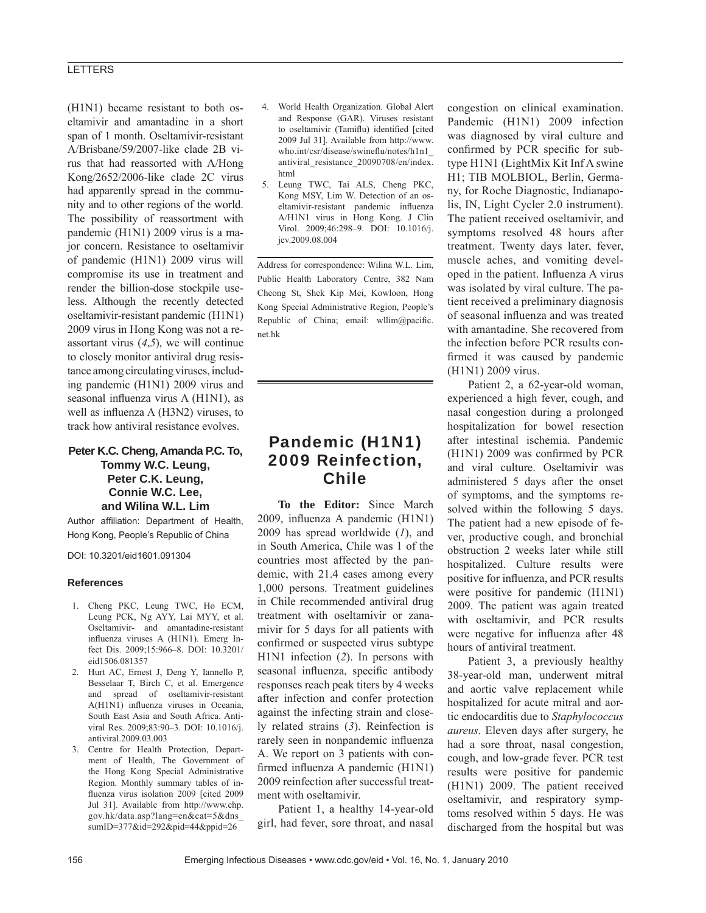(H1N1) became resistant to both oseltamivir and amantadine in a short span of 1 month. Oseltamivir-resistant A/Brisbane/59/2007-like clade 2B virus that had reassorted with A/Hong Kong/2652/2006-like clade 2C virus had apparently spread in the community and to other regions of the world. The possibility of reassortment with pandemic (H1N1) 2009 virus is a major concern. Resistance to oseltamivir of pandemic (H1N1) 2009 virus will compromise its use in treatment and render the billion-dose stockpile useless. Although the recently detected oseltamivir-resistant pandemic (H1N1) 2009 virus in Hong Kong was not a reassortant virus (*4*,*5*), we will continue to closely monitor antiviral drug resistance among circulating viruses, including pandemic (H1N1) 2009 virus and seasonal influenza virus A (H1N1), as well as influenza A (H3N2) viruses, to track how antiviral resistance evolves.

**Peter K.C. Cheng, Amanda P.C. To, Tommy W.C. Leung, Peter C.K. Leung, Connie W.C. Lee, and Wilina W.L. Lim**

Author affiliation: Department of Health, Hong Kong, People's Republic of China

DOI: 10.3201/eid1601.091304

#### References

1. Cheng PKC, Leung TWC, Ho ECM, Leung PCK, Ng AYY, Lai MYY, et al. Oseltamivir- and amantadine-resistant influenza viruses A (H1N1). Emerg Infect Dis. 2009;15:966–8. DOI: 10.3201/eid1506.081357
2. Hurt AC, Ernest J, Deng Y, Iannello P, Besselaar T, Birch C, et al. Emergence and spread of oseltamivir-resistant A(H1N1) influenza viruses in Oceania, South East Asia and South Africa. Antiviral Res. 2009;83:90–3. DOI: 10.1016/j.antiviral.2009.03.003
3. Centre for Health Protection, Department of Health, The Government of the Hong Kong Special Administrative Region. Monthly summary tables of influenza virus isolation 2009 [cited 2009 Jul 31]. Available from http://www.chp.gov.hk/data.asp?lang=en&cat=5&dns_sumID=377&id=292&pid=44&ppid=26
4. World Health Organization. Global Alert and Response (GAR). Viruses resistant to oseltamivir (Tamiflu) identified [cited 2009 Jul 31]. Available from http://www.who.int/csr/disease/swineflu/notes/h1n1_antiviral_resistance_20090708/en/index.html
5. Leung TWC, Tai ALS, Cheng PKC, Kong MSY, Lim W. Detection of an oseltamivir-resistant pandemic influenza A/H1N1 virus in Hong Kong. J Clin Virol. 2009;46:298–9. DOI: 10.1016/j.jcv.2009.08.004

Address for correspondence: Wilina W.L. Lim, Public Health Laboratory Centre, 382 Nam Cheong St, Shek Kip Mei, Kowloon, Hong Kong Special Administrative Region, People's Republic of China; email: wllim@pacific.net.hk

# Pandemic (H1N1) 2009 Reinfection, Chile

**To the Editor:** Since March 2009, influenza A pandemic (H1N1) 2009 has spread worldwide (*1*), and in South America, Chile was 1 of the countries most affected by the pandemic, with 21.4 cases among every 1,000 persons. Treatment guidelines in Chile recommended antiviral drug treatment with oseltamivir or zanamivir for 5 days for all patients with confirmed or suspected virus subtype H1N1 infection (*2*). In persons with seasonal influenza, specific antibody responses reach peak titers by 4 weeks after infection and confer protection against the infecting strain and closely related strains (*3*). Reinfection is rarely seen in nonpandemic influenza A. We report on 3 patients with confirmed influenza A pandemic (H1N1) 2009 reinfection after successful treatment with oseltamivir.

Patient 1, a healthy 14-year-old girl, had fever, sore throat, and nasal congestion on clinical examination. Pandemic (H1N1) 2009 infection was diagnosed by viral culture and confirmed by PCR specific for subtype H1N1 (LightMix Kit Inf A swine H1; TIB MOLBIOL, Berlin, Germany, for Roche Diagnostic, Indianapolis, IN, Light Cycler 2.0 instrument). The patient received oseltamivir, and symptoms resolved 48 hours after treatment. Twenty days later, fever, muscle aches, and vomiting developed in the patient. Influenza A virus was isolated by viral culture. The patient received a preliminary diagnosis of seasonal influenza and was treated with amantadine. She recovered from the infection before PCR results confirmed it was caused by pandemic (H1N1) 2009 virus.

Patient 2, a 62-year-old woman, experienced a high fever, cough, and nasal congestion during a prolonged hospitalization for bowel resection after intestinal ischemia. Pandemic (H1N1) 2009 was confirmed by PCR and viral culture. Oseltamivir was administered 5 days after the onset of symptoms, and the symptoms resolved within the following 5 days. The patient had a new episode of fever, productive cough, and bronchial obstruction 2 weeks later while still hospitalized. Culture results were positive for influenza, and PCR results were positive for pandemic (H1N1) 2009. The patient was again treated with oseltamivir, and PCR results were negative for influenza after 48 hours of antiviral treatment.

Patient 3, a previously healthy 38-year-old man, underwent mitral and aortic valve replacement while hospitalized for acute mitral and aortic endocarditis due to *Staphylococcus aureus*. Eleven days after surgery, he had a sore throat, nasal congestion, cough, and low-grade fever. PCR test results were positive for pandemic (H1N1) 2009. The patient received oseltamivir, and respiratory symptoms resolved within 5 days. He was discharged from the hospital but was